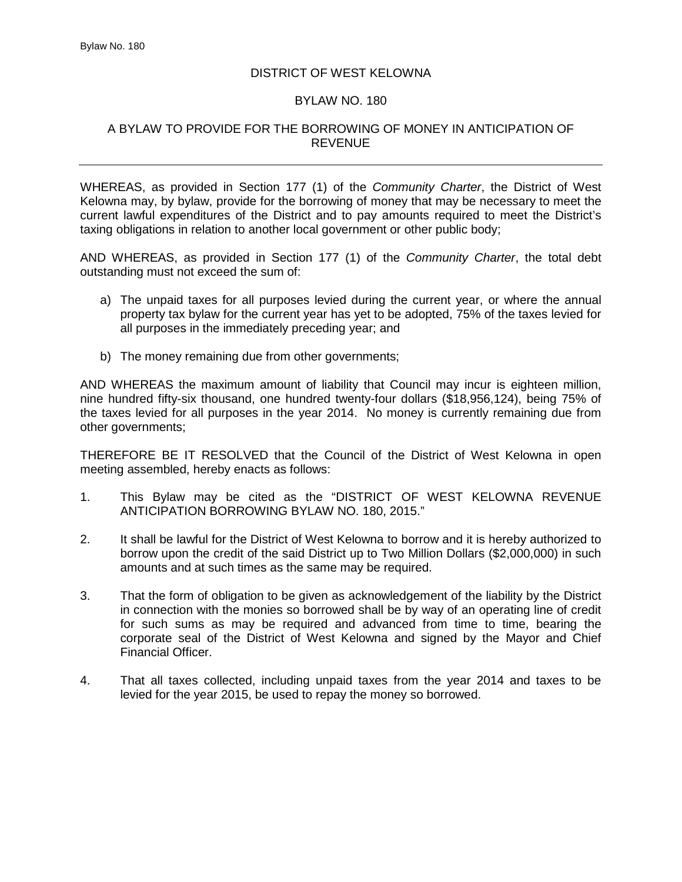# DISTRICT OF WEST KELOWNA

## BYLAW NO. 180

### A BYLAW TO PROVIDE FOR THE BORROWING OF MONEY IN ANTICIPATION OF REVENUE

---

WHEREAS, as provided in Section 177 (1) of the *Community Charter*, the District of West Kelowna may, by bylaw, provide for the borrowing of money that may be necessary to meet the current lawful expenditures of the District and to pay amounts required to meet the District's taxing obligations in relation to another local government or other public body;

AND WHEREAS, as provided in Section 177 (1) of the *Community Charter*, the total debt outstanding must not exceed the sum of:

a) The unpaid taxes for all purposes levied during the current year, or where the annual property tax bylaw for the current year has yet to be adopted, 75% of the taxes levied for all purposes in the immediately preceding year; and

b) The money remaining due from other governments;

AND WHEREAS the maximum amount of liability that Council may incur is eighteen million, nine hundred fifty-six thousand, one hundred twenty-four dollars ($18,956,124), being 75% of the taxes levied for all purposes in the year 2014. No money is currently remaining due from other governments;

THEREFORE BE IT RESOLVED that the Council of the District of West Kelowna in open meeting assembled, hereby enacts as follows:

1. This Bylaw may be cited as the "DISTRICT OF WEST KELOWNA REVENUE ANTICIPATION BORROWING BYLAW NO. 180, 2015."

2. It shall be lawful for the District of West Kelowna to borrow and it is hereby authorized to borrow upon the credit of the said District up to Two Million Dollars ($2,000,000) in such amounts and at such times as the same may be required.

3. That the form of obligation to be given as acknowledgement of the liability by the District in connection with the monies so borrowed shall be by way of an operating line of credit for such sums as may be required and advanced from time to time, bearing the corporate seal of the District of West Kelowna and signed by the Mayor and Chief Financial Officer.

4. That all taxes collected, including unpaid taxes from the year 2014 and taxes to be levied for the year 2015, be used to repay the money so borrowed.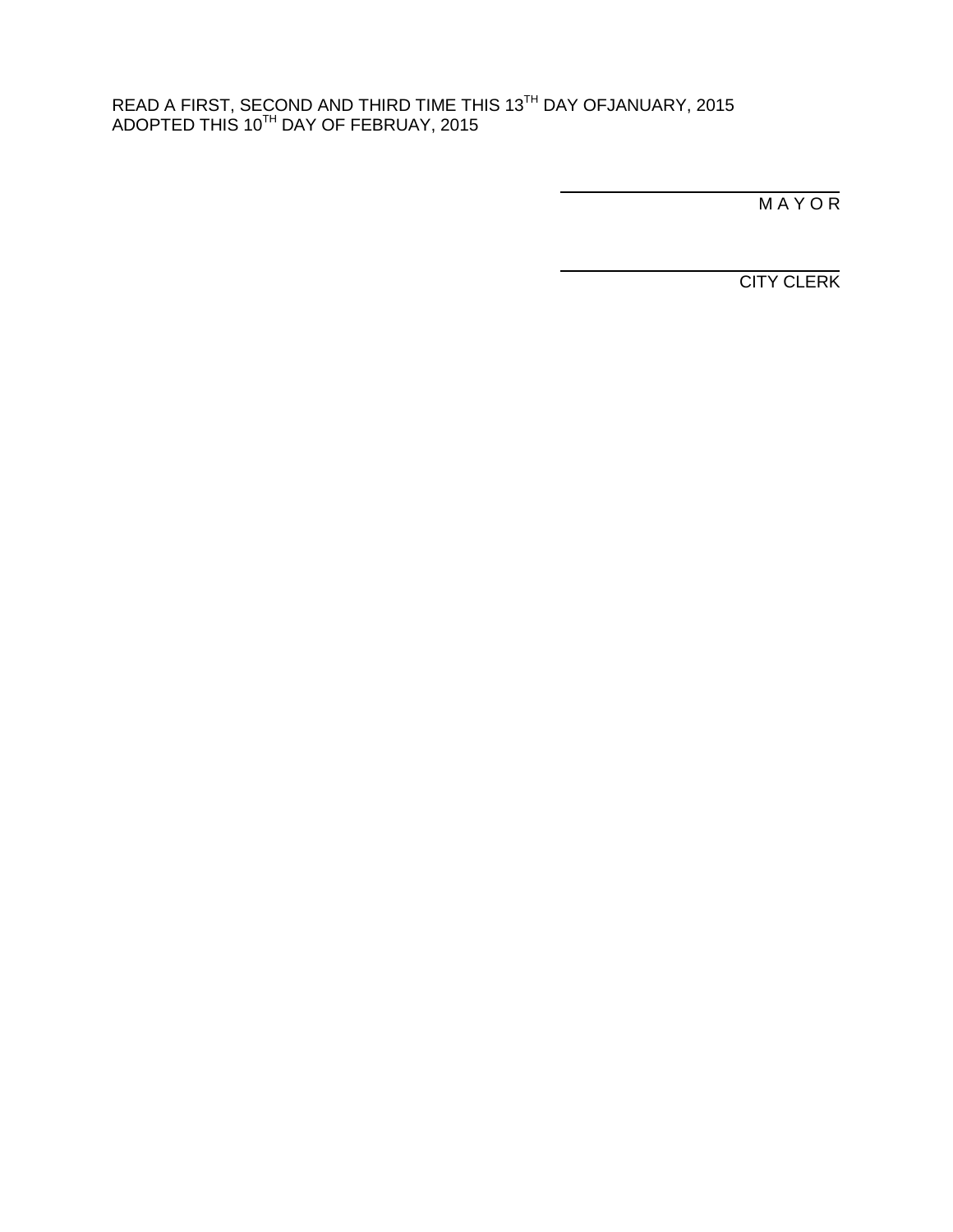READ A FIRST, SECOND AND THIRD TIME THIS 13[TH] DAY OFJANUARY, 2015
ADOPTED THIS 10[TH] DAY OF FEBRUAY, 2015

\_\_\_\_\_\_\_\_\_\_\_\_\_\_\_\_\_\_\_\_\_\_\_\_\_\_\_\_\_\_
M A Y O R

\_\_\_\_\_\_\_\_\_\_\_\_\_\_\_\_\_\_\_\_\_\_\_\_\_\_\_\_\_\_
CITY CLERK